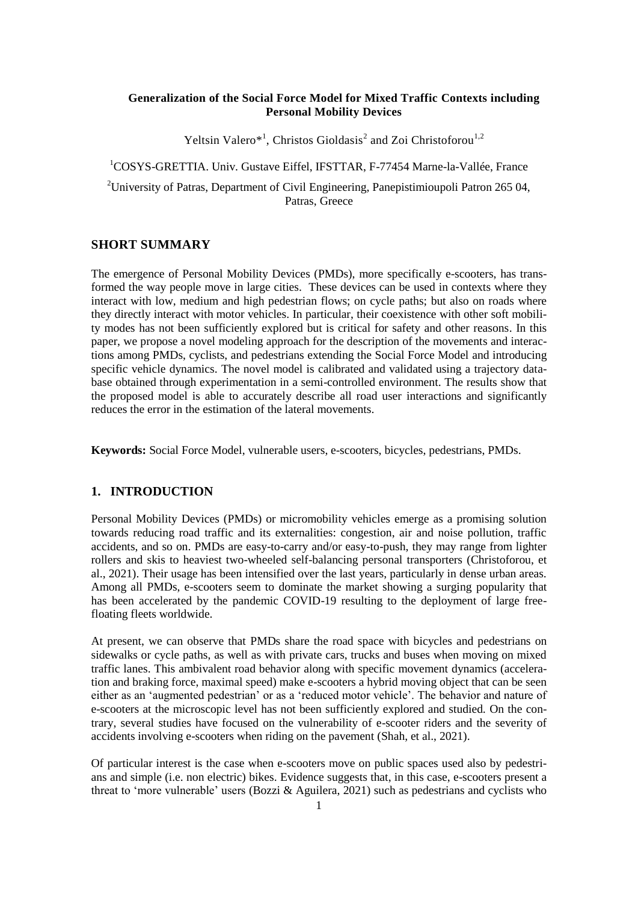**Generalization of the Social Force Model for Mixed Traffic Contexts including Personal Mobility Devices**

Yeltsin Valero*[1], Christos Gioldasis[2] and Zoi Christoforou[1,2]

[1]COSYS-GRETTIA. Univ. Gustave Eiffel, IFSTTAR, F-77454 Marne-la-Vallée, France

[2]University of Patras, Department of Civil Engineering, Panepistimioupoli Patron 265 04, Patras, Greece

## SHORT SUMMARY

The emergence of Personal Mobility Devices (PMDs), more specifically e-scooters, has transformed the way people move in large cities. These devices can be used in contexts where they interact with low, medium and high pedestrian flows; on cycle paths; but also on roads where they directly interact with motor vehicles. In particular, their coexistence with other soft mobility modes has not been sufficiently explored but is critical for safety and other reasons. In this paper, we propose a novel modeling approach for the description of the movements and interactions among PMDs, cyclists, and pedestrians extending the Social Force Model and introducing specific vehicle dynamics. The novel model is calibrated and validated using a trajectory database obtained through experimentation in a semi-controlled environment. The results show that the proposed model is able to accurately describe all road user interactions and significantly reduces the error in the estimation of the lateral movements.

**Keywords:** Social Force Model, vulnerable users, e-scooters, bicycles, pedestrians, PMDs.

## 1. INTRODUCTION

Personal Mobility Devices (PMDs) or micromobility vehicles emerge as a promising solution towards reducing road traffic and its externalities: congestion, air and noise pollution, traffic accidents, and so on. PMDs are easy-to-carry and/or easy-to-push, they may range from lighter rollers and skis to heaviest two-wheeled self-balancing personal transporters (Christoforou, et al., 2021). Their usage has been intensified over the last years, particularly in dense urban areas. Among all PMDs, e-scooters seem to dominate the market showing a surging popularity that has been accelerated by the pandemic COVID-19 resulting to the deployment of large free-floating fleets worldwide.

At present, we can observe that PMDs share the road space with bicycles and pedestrians on sidewalks or cycle paths, as well as with private cars, trucks and buses when moving on mixed traffic lanes. This ambivalent road behavior along with specific movement dynamics (acceleration and braking force, maximal speed) make e-scooters a hybrid moving object that can be seen either as an 'augmented pedestrian' or as a 'reduced motor vehicle'. The behavior and nature of e-scooters at the microscopic level has not been sufficiently explored and studied. On the contrary, several studies have focused on the vulnerability of e-scooter riders and the severity of accidents involving e-scooters when riding on the pavement (Shah, et al., 2021).

Of particular interest is the case when e-scooters move on public spaces used also by pedestrians and simple (i.e. non electric) bikes. Evidence suggests that, in this case, e-scooters present a threat to 'more vulnerable' users (Bozzi & Aguilera, 2021) such as pedestrians and cyclists who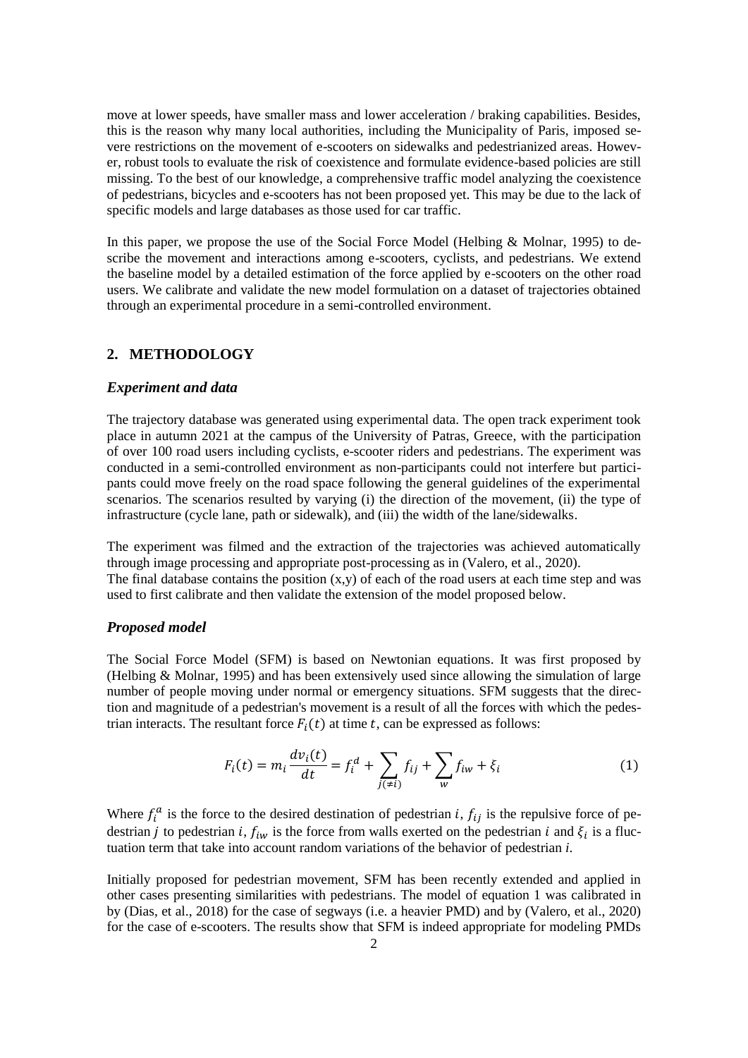move at lower speeds, have smaller mass and lower acceleration / braking capabilities. Besides, this is the reason why many local authorities, including the Municipality of Paris, imposed severe restrictions on the movement of e-scooters on sidewalks and pedestrianized areas. However, robust tools to evaluate the risk of coexistence and formulate evidence-based policies are still missing. To the best of our knowledge, a comprehensive traffic model analyzing the coexistence of pedestrians, bicycles and e-scooters has not been proposed yet. This may be due to the lack of specific models and large databases as those used for car traffic.

In this paper, we propose the use of the Social Force Model (Helbing & Molnar, 1995) to describe the movement and interactions among e-scooters, cyclists, and pedestrians. We extend the baseline model by a detailed estimation of the force applied by e-scooters on the other road users. We calibrate and validate the new model formulation on a dataset of trajectories obtained through an experimental procedure in a semi-controlled environment.

## 2. METHODOLOGY

### *Experiment and data*

The trajectory database was generated using experimental data. The open track experiment took place in autumn 2021 at the campus of the University of Patras, Greece, with the participation of over 100 road users including cyclists, e-scooter riders and pedestrians. The experiment was conducted in a semi-controlled environment as non-participants could not interfere but participants could move freely on the road space following the general guidelines of the experimental scenarios. The scenarios resulted by varying (i) the direction of the movement, (ii) the type of infrastructure (cycle lane, path or sidewalk), and (iii) the width of the lane/sidewalks.

The experiment was filmed and the extraction of the trajectories was achieved automatically through image processing and appropriate post-processing as in (Valero, et al., 2020).
The final database contains the position (x,y) of each of the road users at each time step and was used to first calibrate and then validate the extension of the model proposed below.

### *Proposed model*

The Social Force Model (SFM) is based on Newtonian equations. It was first proposed by (Helbing & Molnar, 1995) and has been extensively used since allowing the simulation of large number of people moving under normal or emergency situations. SFM suggests that the direction and magnitude of a pedestrian's movement is a result of all the forces with which the pedestrian interacts. The resultant force $F_i(t)$ at time $t$, can be expressed as follows:

$$F_i(t) = m_i \frac{dv_i(t)}{dt} = f_i^d + \sum_{j(\neq i)} f_{ij} + \sum_{w} f_{iw} + \xi_i \tag{1}$$

Where $f_i^a$ is the force to the desired destination of pedestrian $i$, $f_{ij}$ is the repulsive force of pedestrian $j$ to pedestrian $i$, $f_{iw}$ is the force from walls exerted on the pedestrian $i$ and $\xi_i$ is a fluctuation term that take into account random variations of the behavior of pedestrian $i$.

Initially proposed for pedestrian movement, SFM has been recently extended and applied in other cases presenting similarities with pedestrians. The model of equation 1 was calibrated in by (Dias, et al., 2018) for the case of segways (i.e. a heavier PMD) and by (Valero, et al., 2020) for the case of e-scooters. The results show that SFM is indeed appropriate for modeling PMDs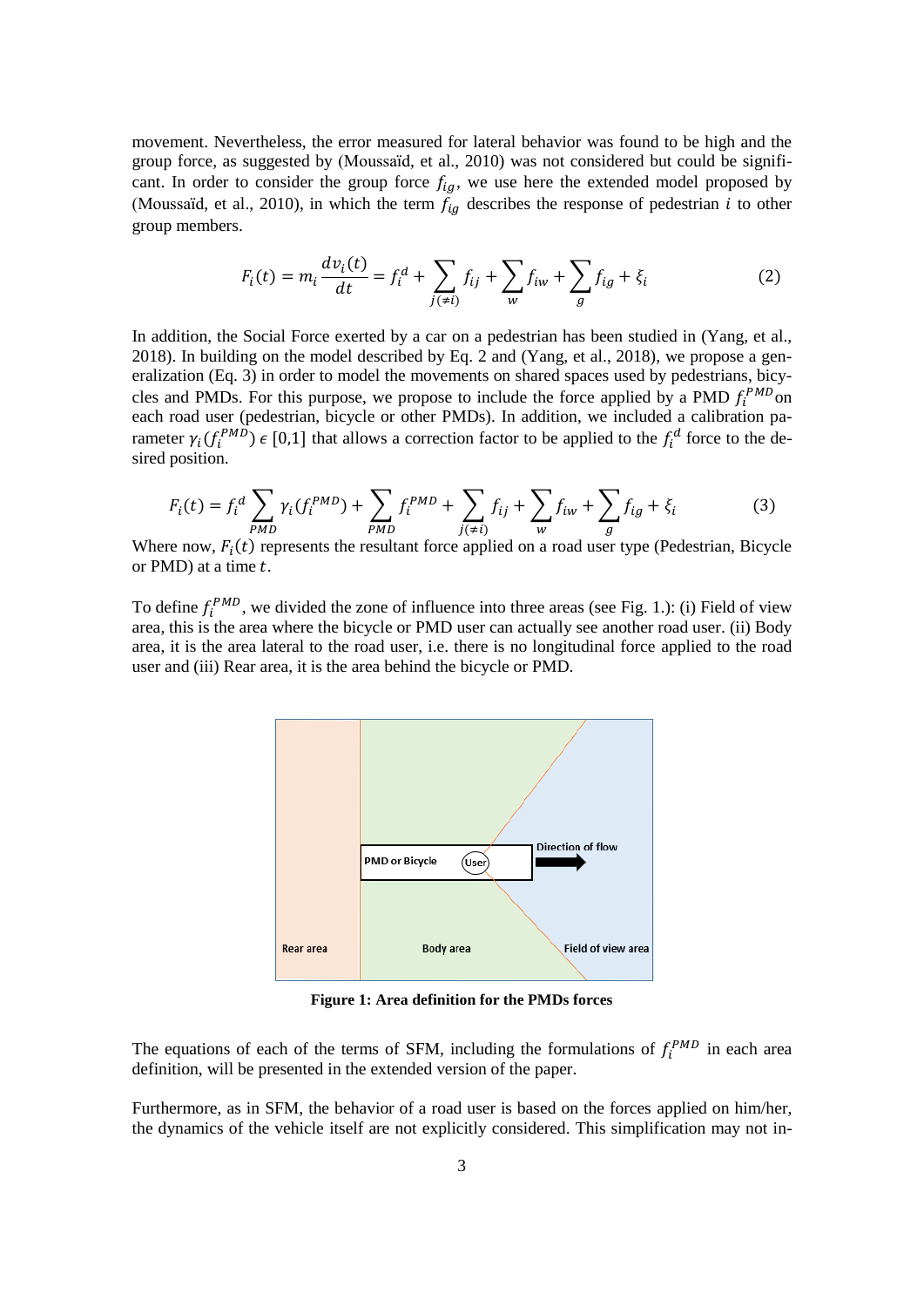movement. Nevertheless, the error measured for lateral behavior was found to be high and the group force, as suggested by (Moussaïd, et al., 2010) was not considered but could be significant. In order to consider the group force $f_{ig}$, we use here the extended model proposed by (Moussaïd, et al., 2010), in which the term $f_{ig}$ describes the response of pedestrian $i$ to other group members.

$$F_i(t) = m_i \frac{dv_i(t)}{dt} = f_i^d + \sum_{j(\neq i)} f_{ij} + \sum_{w} f_{iw} + \sum_{g} f_{ig} + \xi_i \tag{2}$$

In addition, the Social Force exerted by a car on a pedestrian has been studied in (Yang, et al., 2018). In building on the model described by Eq. 2 and (Yang, et al., 2018), we propose a generalization (Eq. 3) in order to model the movements on shared spaces used by pedestrians, bicycles and PMDs. For this purpose, we propose to include the force applied by a PMD $f_i^{PMD}$ on each road user (pedestrian, bicycle or other PMDs). In addition, we included a calibration parameter $\gamma_i(f_i^{PMD}) \in [0,1]$ that allows a correction factor to be applied to the $f_i^d$ force to the desired position.

$$F_i(t) = f_i^d \sum_{PMD} \gamma_i(f_i^{PMD}) + \sum_{PMD} f_i^{PMD} + \sum_{j(\neq i)} f_{ij} + \sum_{w} f_{iw} + \sum_{g} f_{ig} + \xi_i \tag{3}$$

Where now, $F_i(t)$ represents the resultant force applied on a road user type (Pedestrian, Bicycle or PMD) at a time $t$.

To define $f_i^{PMD}$, we divided the zone of influence into three areas (see Fig. 1.): (i) Field of view area, this is the area where the bicycle or PMD user can actually see another road user. (ii) Body area, it is the area lateral to the road user, i.e. there is no longitudinal force applied to the road user and (iii) Rear area, it is the area behind the bicycle or PMD.

**Figure 1: Area definition for the PMDs forces**

The equations of each of the terms of SFM, including the formulations of $f_i^{PMD}$ in each area definition, will be presented in the extended version of the paper.

Furthermore, as in SFM, the behavior of a road user is based on the forces applied on him/her, the dynamics of the vehicle itself are not explicitly considered. This simplification may not in-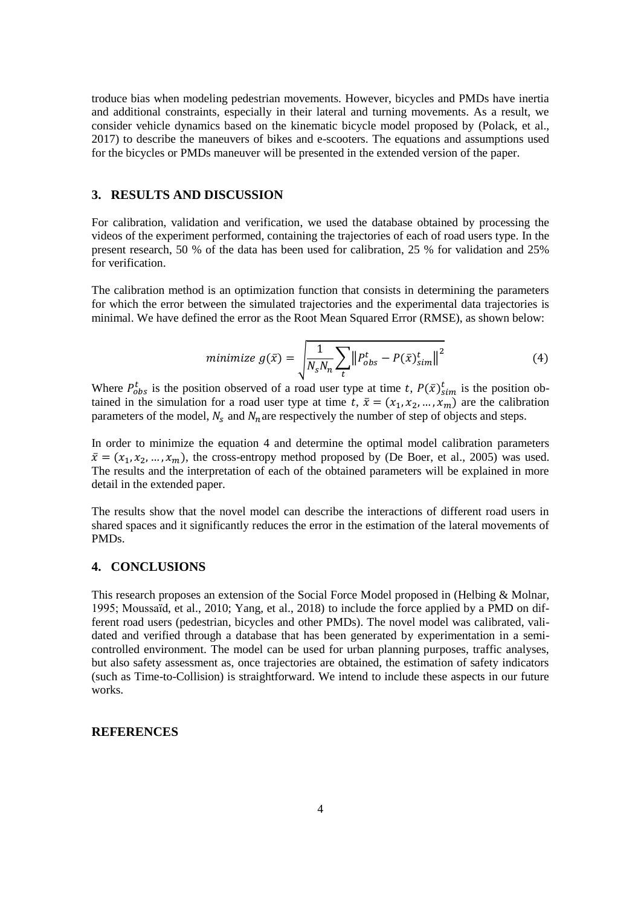troduce bias when modeling pedestrian movements. However, bicycles and PMDs have inertia and additional constraints, especially in their lateral and turning movements. As a result, we consider vehicle dynamics based on the kinematic bicycle model proposed by (Polack, et al., 2017) to describe the maneuvers of bikes and e-scooters. The equations and assumptions used for the bicycles or PMDs maneuver will be presented in the extended version of the paper.

## 3. RESULTS AND DISCUSSION

For calibration, validation and verification, we used the database obtained by processing the videos of the experiment performed, containing the trajectories of each of road users type. In the present research, 50 % of the data has been used for calibration, 25 % for validation and 25% for verification.

The calibration method is an optimization function that consists in determining the parameters for which the error between the simulated trajectories and the experimental data trajectories is minimal. We have defined the error as the Root Mean Squared Error (RMSE), as shown below:

$$minimize\ g(\bar{x}) = \sqrt{\frac{1}{N_s N_n} \sum_t \left\| P_{obs}^t - P(\bar{x})_{sim}^t \right\|^2} \tag{4}$$

Where $P_{obs}^t$ is the position observed of a road user type at time $t$, $P(\bar{x})_{sim}^t$ is the position obtained in the simulation for a road user type at time $t$, $\bar{x} = (x_1, x_2, \dots, x_m)$ are the calibration parameters of the model, $N_s$ and $N_n$ are respectively the number of step of objects and steps.

In order to minimize the equation 4 and determine the optimal model calibration parameters $\bar{x} = (x_1, x_2, \dots, x_m)$, the cross-entropy method proposed by (De Boer, et al., 2005) was used. The results and the interpretation of each of the obtained parameters will be explained in more detail in the extended paper.

The results show that the novel model can describe the interactions of different road users in shared spaces and it significantly reduces the error in the estimation of the lateral movements of PMDs.

## 4. CONCLUSIONS

This research proposes an extension of the Social Force Model proposed in (Helbing & Molnar, 1995; Moussaïd, et al., 2010; Yang, et al., 2018) to include the force applied by a PMD on different road users (pedestrian, bicycles and other PMDs). The novel model was calibrated, validated and verified through a database that has been generated by experimentation in a semi-controlled environment. The model can be used for urban planning purposes, traffic analyses, but also safety assessment as, once trajectories are obtained, the estimation of safety indicators (such as Time-to-Collision) is straightforward. We intend to include these aspects in our future works.

## REFERENCES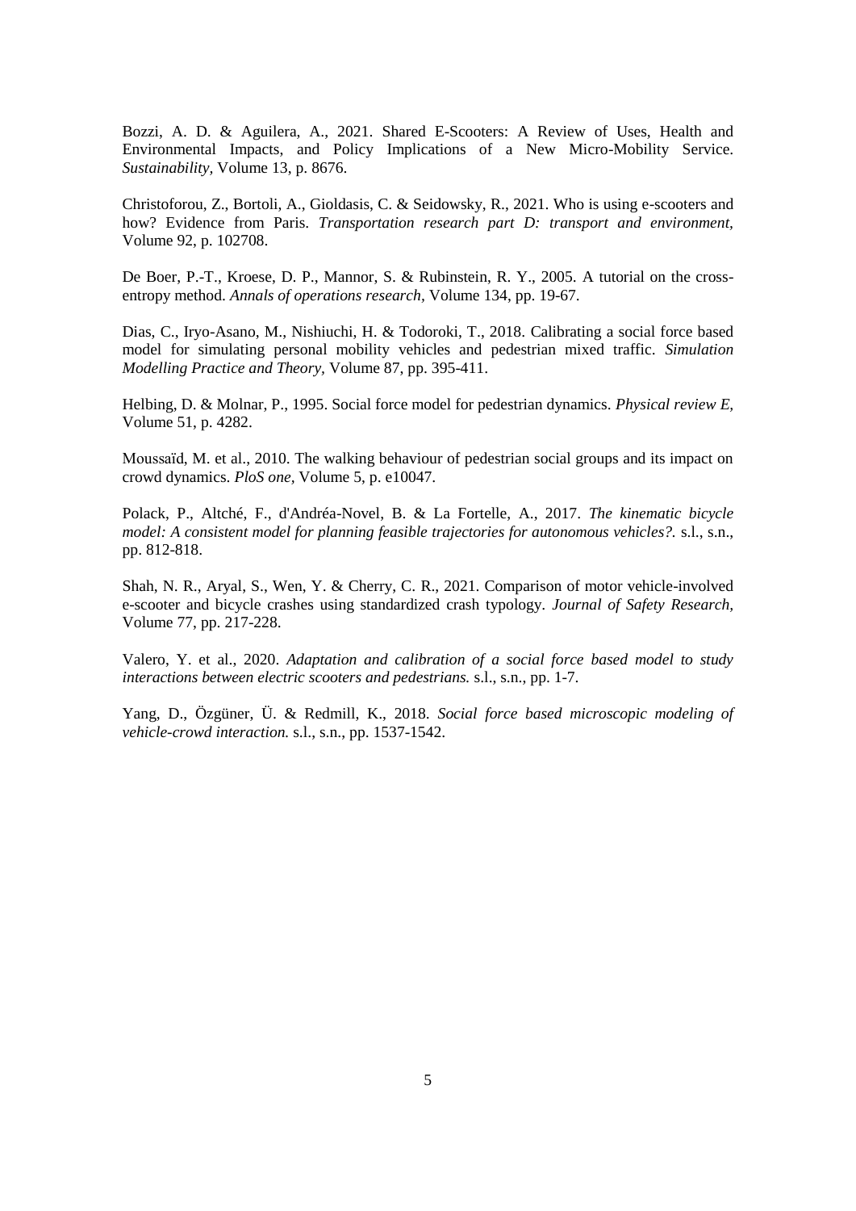Bozzi, A. D. & Aguilera, A., 2021. Shared E-Scooters: A Review of Uses, Health and Environmental Impacts, and Policy Implications of a New Micro-Mobility Service. *Sustainability,* Volume 13, p. 8676.

Christoforou, Z., Bortoli, A., Gioldasis, C. & Seidowsky, R., 2021. Who is using e-scooters and how? Evidence from Paris. *Transportation research part D: transport and environment,* Volume 92, p. 102708.

De Boer, P.-T., Kroese, D. P., Mannor, S. & Rubinstein, R. Y., 2005. A tutorial on the cross-entropy method. *Annals of operations research,* Volume 134, pp. 19-67.

Dias, C., Iryo-Asano, M., Nishiuchi, H. & Todoroki, T., 2018. Calibrating a social force based model for simulating personal mobility vehicles and pedestrian mixed traffic. *Simulation Modelling Practice and Theory,* Volume 87, pp. 395-411.

Helbing, D. & Molnar, P., 1995. Social force model for pedestrian dynamics. *Physical review E,* Volume 51, p. 4282.

Moussaïd, M. et al., 2010. The walking behaviour of pedestrian social groups and its impact on crowd dynamics. *PloS one,* Volume 5, p. e10047.

Polack, P., Altché, F., d'Andréa-Novel, B. & La Fortelle, A., 2017. *The kinematic bicycle model: A consistent model for planning feasible trajectories for autonomous vehicles?.* s.l., s.n., pp. 812-818.

Shah, N. R., Aryal, S., Wen, Y. & Cherry, C. R., 2021. Comparison of motor vehicle-involved e-scooter and bicycle crashes using standardized crash typology. *Journal of Safety Research,* Volume 77, pp. 217-228.

Valero, Y. et al., 2020. *Adaptation and calibration of a social force based model to study interactions between electric scooters and pedestrians.* s.l., s.n., pp. 1-7.

Yang, D., Özgüner, Ü. & Redmill, K., 2018. *Social force based microscopic modeling of vehicle-crowd interaction.* s.l., s.n., pp. 1537-1542.